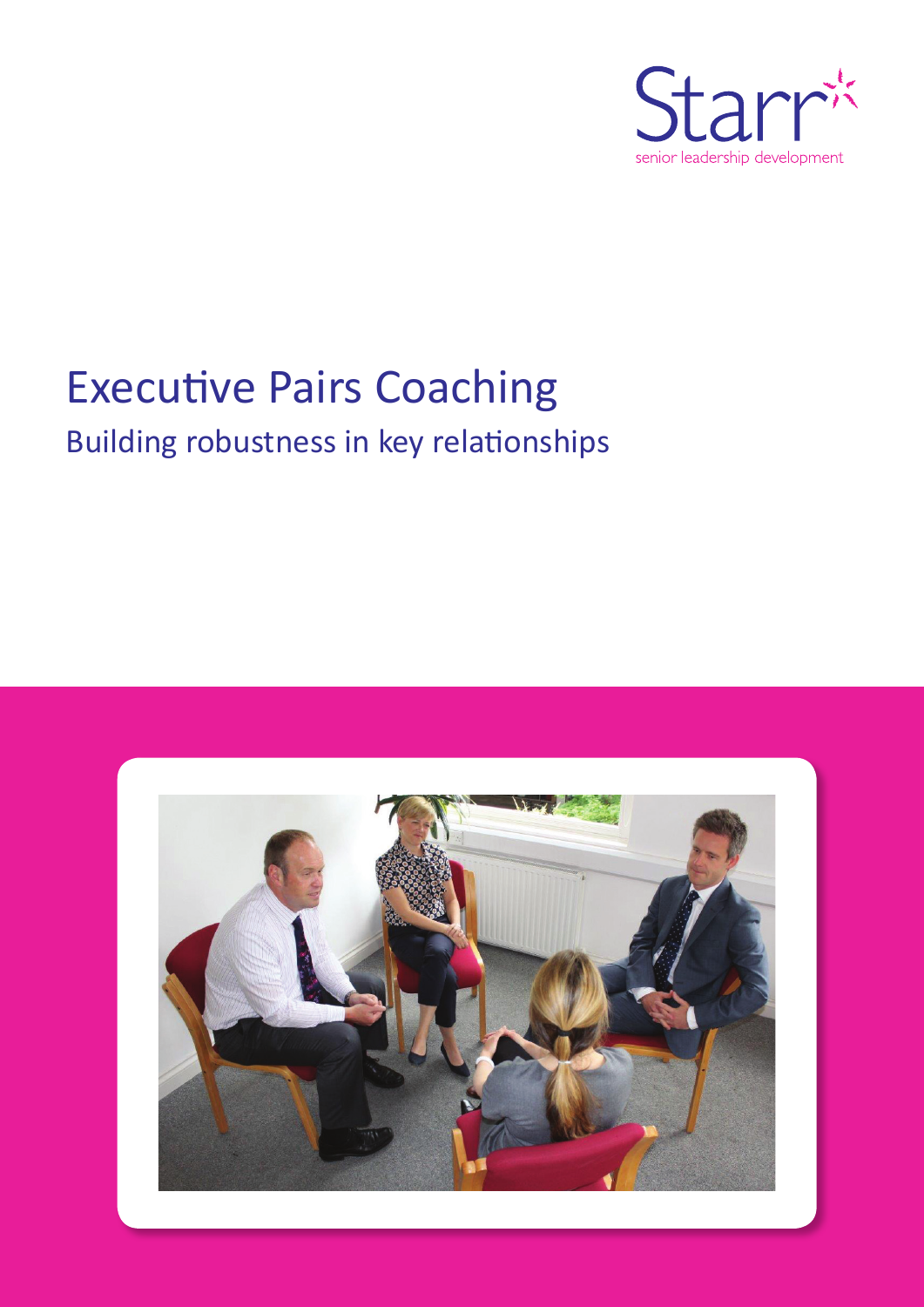Starr

senior leadership development

# Executive Pairs Coaching

## Building robustness in key relationships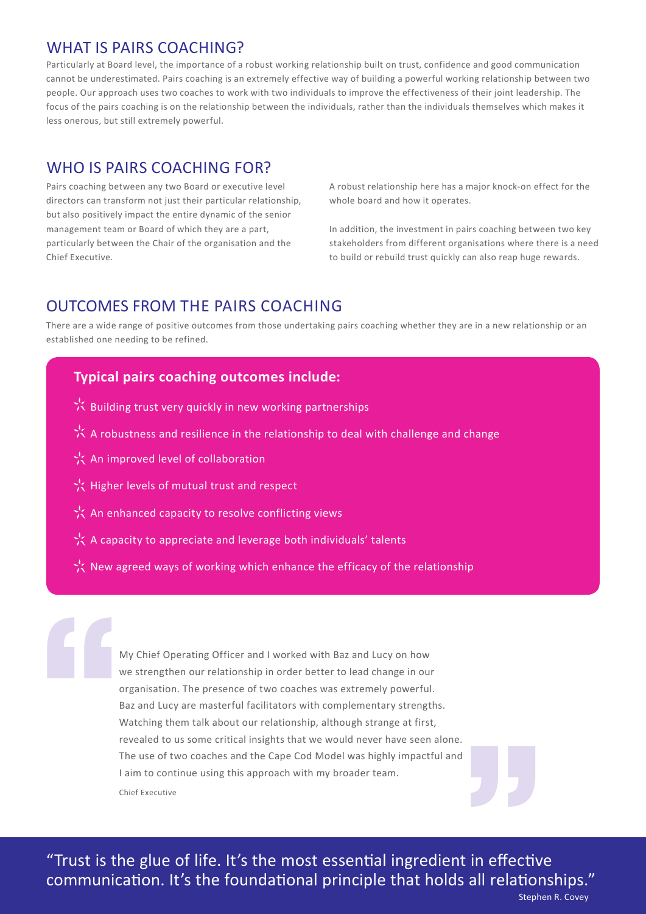## WHAT IS PAIRS COACHING?

Particularly at Board level, the importance of a robust working relationship built on trust, confidence and good communication cannot be underestimated. Pairs coaching is an extremely effective way of building a powerful working relationship between two people. Our approach uses two coaches to work with two individuals to improve the effectiveness of their joint leadership. The focus of the pairs coaching is on the relationship between the individuals, rather than the individuals themselves which makes it less onerous, but still extremely powerful.

## WHO IS PAIRS COACHING FOR?

Pairs coaching between any two Board or executive level directors can transform not just their particular relationship, but also positively impact the entire dynamic of the senior management team or Board of which they are a part, particularly between the Chair of the organisation and the Chief Executive.

A robust relationship here has a major knock-on effect for the whole board and how it operates.

In addition, the investment in pairs coaching between two key stakeholders from different organisations where there is a need to build or rebuild trust quickly can also reap huge rewards.

## OUTCOMES FROM THE PAIRS COACHING

There are a wide range of positive outcomes from those undertaking pairs coaching whether they are in a new relationship or an established one needing to be refined.

**Typical pairs coaching outcomes include:**

- Building trust very quickly in new working partnerships
- A robustness and resilience in the relationship to deal with challenge and change
- An improved level of collaboration
- Higher levels of mutual trust and respect
- An enhanced capacity to resolve conflicting views
- A capacity to appreciate and leverage both individuals' talents
- New agreed ways of working which enhance the efficacy of the relationship

> My Chief Operating Officer and I worked with Baz and Lucy on how we strengthen our relationship in order better to lead change in our organisation. The presence of two coaches was extremely powerful. Baz and Lucy are masterful facilitators with complementary strengths. Watching them talk about our relationship, although strange at first, revealed to us some critical insights that we would never have seen alone. The use of two coaches and the Cape Cod Model was highly impactful and I aim to continue using this approach with my broader team.
>
> Chief Executive

"Trust is the glue of life. It's the most essential ingredient in effective communication. It's the foundational principle that holds all relationships."

Stephen R. Covey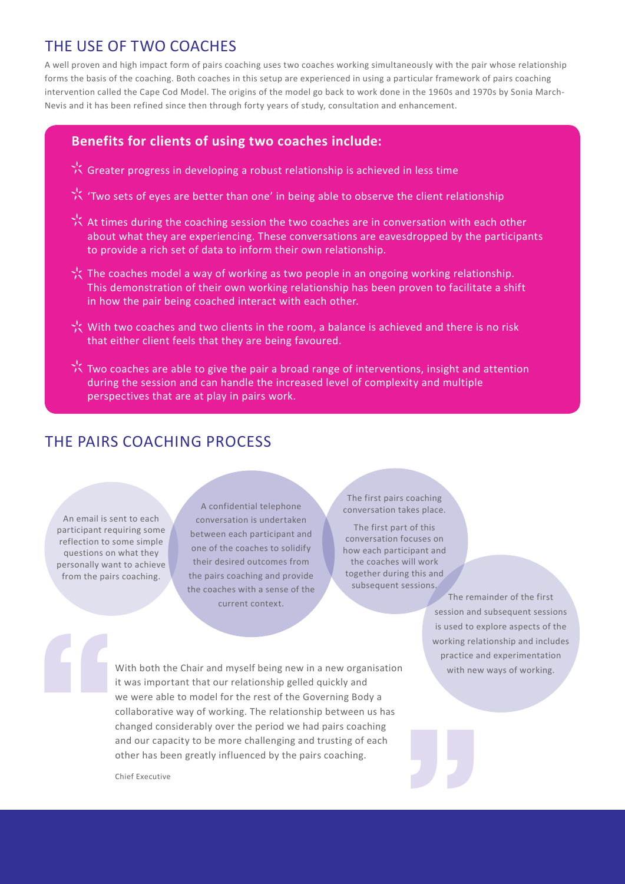## THE USE OF TWO COACHES

A well proven and high impact form of pairs coaching uses two coaches working simultaneously with the pair whose relationship forms the basis of the coaching. Both coaches in this setup are experienced in using a particular framework of pairs coaching intervention called the Cape Cod Model. The origins of the model go back to work done in the 1960s and 1970s by Sonia March-Nevis and it has been refined since then through forty years of study, consultation and enhancement.

### Benefits for clients of using two coaches include:

- Greater progress in developing a robust relationship is achieved in less time
- 'Two sets of eyes are better than one' in being able to observe the client relationship
- At times during the coaching session the two coaches are in conversation with each other about what they are experiencing. These conversations are eavesdropped by the participants to provide a rich set of data to inform their own relationship.
- The coaches model a way of working as two people in an ongoing working relationship. This demonstration of their own working relationship has been proven to facilitate a shift in how the pair being coached interact with each other.
- With two coaches and two clients in the room, a balance is achieved and there is no risk that either client feels that they are being favoured.
- Two coaches are able to give the pair a broad range of interventions, insight and attention during the session and can handle the increased level of complexity and multiple perspectives that are at play in pairs work.

## THE PAIRS COACHING PROCESS

An email is sent to each participant requiring some reflection to some simple questions on what they personally want to achieve from the pairs coaching.

A confidential telephone conversation is undertaken between each participant and one of the coaches to solidify their desired outcomes from the pairs coaching and provide the coaches with a sense of the current context.

The first pairs coaching conversation takes place.

The first part of this conversation focuses on how each participant and the coaches will work together during this and subsequent sessions.

The remainder of the first session and subsequent sessions is used to explore aspects of the working relationship and includes practice and experimentation with new ways of working.

> With both the Chair and myself being new in a new organisation it was important that our relationship gelled quickly and we were able to model for the rest of the Governing Body a collaborative way of working. The relationship between us has changed considerably over the period we had pairs coaching and our capacity to be more challenging and trusting of each other has been greatly influenced by the pairs coaching.
>
> Chief Executive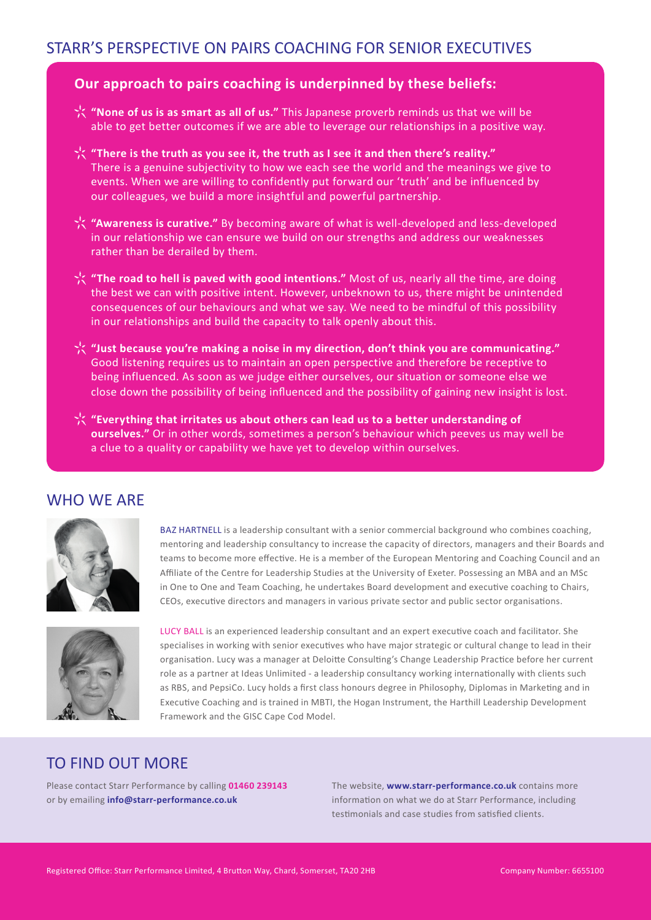## STARR'S PERSPECTIVE ON PAIRS COACHING FOR SENIOR EXECUTIVES

### Our approach to pairs coaching is underpinned by these beliefs:

- **"None of us is as smart as all of us."** This Japanese proverb reminds us that we will be able to get better outcomes if we are able to leverage our relationships in a positive way.
- **"There is the truth as you see it, the truth as I see it and then there's reality."** There is a genuine subjectivity to how we each see the world and the meanings we give to events. When we are willing to confidently put forward our 'truth' and be influenced by our colleagues, we build a more insightful and powerful partnership.
- **"Awareness is curative."** By becoming aware of what is well-developed and less-developed in our relationship we can ensure we build on our strengths and address our weaknesses rather than be derailed by them.
- **"The road to hell is paved with good intentions."** Most of us, nearly all the time, are doing the best we can with positive intent. However, unbeknown to us, there might be unintended consequences of our behaviours and what we say. We need to be mindful of this possibility in our relationships and build the capacity to talk openly about this.
- **"Just because you're making a noise in my direction, don't think you are communicating."** Good listening requires us to maintain an open perspective and therefore be receptive to being influenced. As soon as we judge either ourselves, our situation or someone else we close down the possibility of being influenced and the possibility of gaining new insight is lost.
- **"Everything that irritates us about others can lead us to a better understanding of ourselves."** Or in other words, sometimes a person's behaviour which peeves us may well be a clue to a quality or capability we have yet to develop within ourselves.

## WHO WE ARE

BAZ HARTNELL is a leadership consultant with a senior commercial background who combines coaching, mentoring and leadership consultancy to increase the capacity of directors, managers and their Boards and teams to become more effective. He is a member of the European Mentoring and Coaching Council and an Affiliate of the Centre for Leadership Studies at the University of Exeter. Possessing an MBA and an MSc in One to One and Team Coaching, he undertakes Board development and executive coaching to Chairs, CEOs, executive directors and managers in various private sector and public sector organisations.

LUCY BALL is an experienced leadership consultant and an expert executive coach and facilitator. She specialises in working with senior executives who have major strategic or cultural change to lead in their organisation. Lucy was a manager at Deloitte Consulting's Change Leadership Practice before her current role as a partner at Ideas Unlimited - a leadership consultancy working internationally with clients such as RBS, and PepsiCo. Lucy holds a first class honours degree in Philosophy, Diplomas in Marketing and in Executive Coaching and is trained in MBTI, the Hogan Instrument, the Harthill Leadership Development Framework and the GISC Cape Cod Model.

## TO FIND OUT MORE

Please contact Starr Performance by calling **01460 239143** or by emailing **info@starr-performance.co.uk**

The website, **www.starr-performance.co.uk** contains more information on what we do at Starr Performance, including testimonials and case studies from satisfied clients.

Registered Office: Starr Performance Limited, 4 Brutton Way, Chard, Somerset, TA20 2HB

Company Number: 6655100